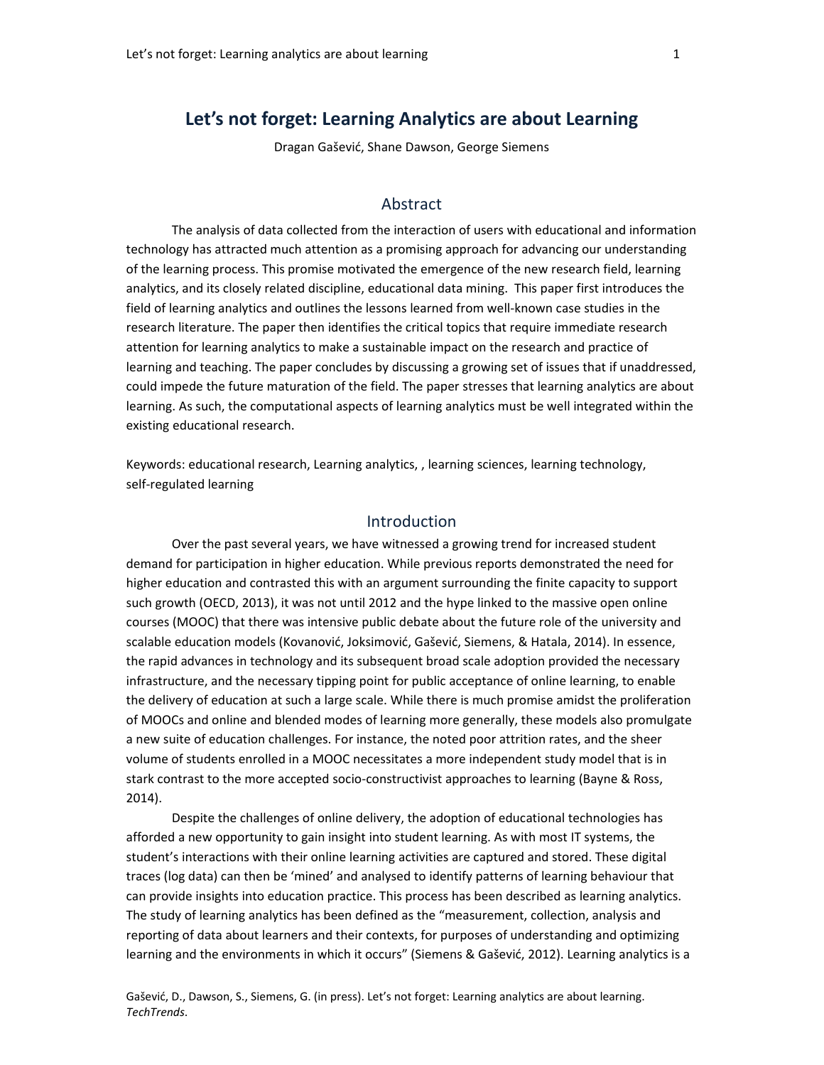# Let's not forget: Learning Analytics are about Learning

Dragan Gašević, Shane Dawson, George Siemens

## Abstract

The analysis of data collected from the interaction of users with educational and information technology has attracted much attention as a promising approach for advancing our understanding of the learning process. This promise motivated the emergence of the new research field, learning analytics, and its closely related discipline, educational data mining. This paper first introduces the field of learning analytics and outlines the lessons learned from well-known case studies in the research literature. The paper then identifies the critical topics that require immediate research attention for learning analytics to make a sustainable impact on the research and practice of learning and teaching. The paper concludes by discussing a growing set of issues that if unaddressed, could impede the future maturation of the field. The paper stresses that learning analytics are about learning. As such, the computational aspects of learning analytics must be well integrated within the existing educational research.

Keywords: educational research, Learning analytics, , learning sciences, learning technology, self-regulated learning

## Introduction

Over the past several years, we have witnessed a growing trend for increased student demand for participation in higher education. While previous reports demonstrated the need for higher education and contrasted this with an argument surrounding the finite capacity to support such growth (OECD, 2013), it was not until 2012 and the hype linked to the massive open online courses (MOOC) that there was intensive public debate about the future role of the university and scalable education models (Kovanović, Joksimović, Gašević, Siemens, & Hatala, 2014). In essence, the rapid advances in technology and its subsequent broad scale adoption provided the necessary infrastructure, and the necessary tipping point for public acceptance of online learning, to enable the delivery of education at such a large scale. While there is much promise amidst the proliferation of MOOCs and online and blended modes of learning more generally, these models also promulgate a new suite of education challenges. For instance, the noted poor attrition rates, and the sheer volume of students enrolled in a MOOC necessitates a more independent study model that is in stark contrast to the more accepted socio-constructivist approaches to learning (Bayne & Ross, 2014).

Despite the challenges of online delivery, the adoption of educational technologies has afforded a new opportunity to gain insight into student learning. As with most IT systems, the student's interactions with their online learning activities are captured and stored. These digital traces (log data) can then be 'mined' and analysed to identify patterns of learning behaviour that can provide insights into education practice. This process has been described as learning analytics. The study of learning analytics has been defined as the "measurement, collection, analysis and reporting of data about learners and their contexts, for purposes of understanding and optimizing learning and the environments in which it occurs" (Siemens & Gašević, 2012). Learning analytics is a

Gašević, D., Dawson, S., Siemens, G. (in press). Let's not forget: Learning analytics are about learning. *TechTrends*.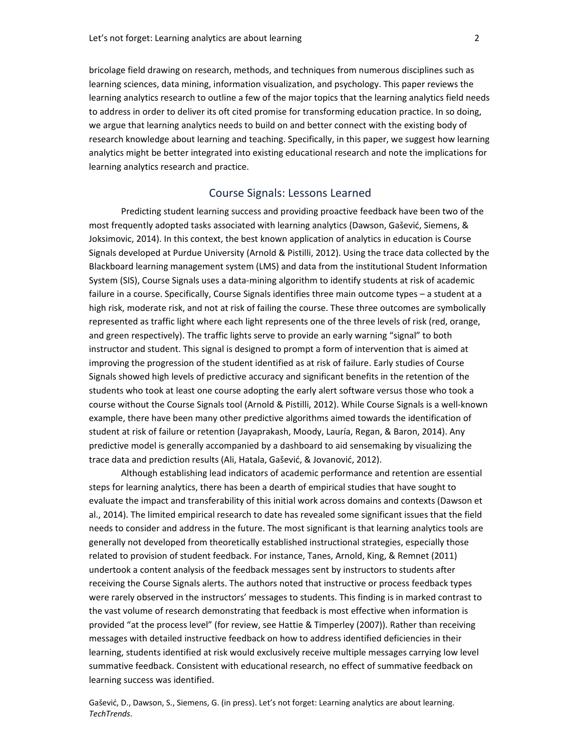bricolage field drawing on research, methods, and techniques from numerous disciplines such as learning sciences, data mining, information visualization, and psychology. This paper reviews the learning analytics research to outline a few of the major topics that the learning analytics field needs to address in order to deliver its oft cited promise for transforming education practice. In so doing, we argue that learning analytics needs to build on and better connect with the existing body of research knowledge about learning and teaching. Specifically, in this paper, we suggest how learning analytics might be better integrated into existing educational research and note the implications for learning analytics research and practice.

## Course Signals: Lessons Learned

Predicting student learning success and providing proactive feedback have been two of the most frequently adopted tasks associated with learning analytics (Dawson, Gašević, Siemens, & Joksimovic, 2014). In this context, the best known application of analytics in education is Course Signals developed at Purdue University (Arnold & Pistilli, 2012). Using the trace data collected by the Blackboard learning management system (LMS) and data from the institutional Student Information System (SIS), Course Signals uses a data-mining algorithm to identify students at risk of academic failure in a course. Specifically, Course Signals identifies three main outcome types – a student at a high risk, moderate risk, and not at risk of failing the course. These three outcomes are symbolically represented as traffic light where each light represents one of the three levels of risk (red, orange, and green respectively). The traffic lights serve to provide an early warning "signal" to both instructor and student. This signal is designed to prompt a form of intervention that is aimed at improving the progression of the student identified as at risk of failure. Early studies of Course Signals showed high levels of predictive accuracy and significant benefits in the retention of the students who took at least one course adopting the early alert software versus those who took a course without the Course Signals tool (Arnold & Pistilli, 2012). While Course Signals is a well-known example, there have been many other predictive algorithms aimed towards the identification of student at risk of failure or retention (Jayaprakash, Moody, Lauría, Regan, & Baron, 2014). Any predictive model is generally accompanied by a dashboard to aid sensemaking by visualizing the trace data and prediction results (Ali, Hatala, Gašević, & Jovanović, 2012).

Although establishing lead indicators of academic performance and retention are essential steps for learning analytics, there has been a dearth of empirical studies that have sought to evaluate the impact and transferability of this initial work across domains and contexts (Dawson et al., 2014). The limited empirical research to date has revealed some significant issues that the field needs to consider and address in the future. The most significant is that learning analytics tools are generally not developed from theoretically established instructional strategies, especially those related to provision of student feedback. For instance, Tanes, Arnold, King, & Remnet (2011) undertook a content analysis of the feedback messages sent by instructors to students after receiving the Course Signals alerts. The authors noted that instructive or process feedback types were rarely observed in the instructors' messages to students. This finding is in marked contrast to the vast volume of research demonstrating that feedback is most effective when information is provided "at the process level" (for review, see Hattie & Timperley (2007)). Rather than receiving messages with detailed instructive feedback on how to address identified deficiencies in their learning, students identified at risk would exclusively receive multiple messages carrying low level summative feedback. Consistent with educational research, no effect of summative feedback on learning success was identified.

Gašević, D., Dawson, S., Siemens, G. (in press). Let's not forget: Learning analytics are about learning. *TechTrends*.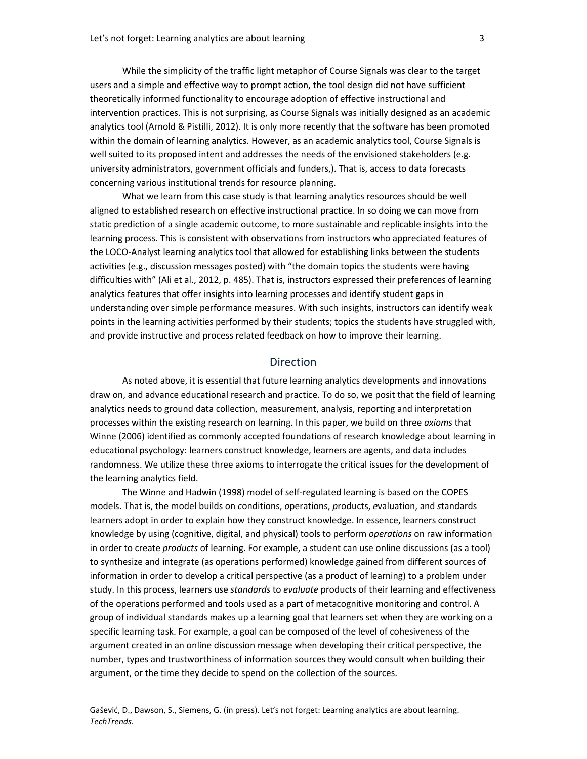While the simplicity of the traffic light metaphor of Course Signals was clear to the target users and a simple and effective way to prompt action, the tool design did not have sufficient theoretically informed functionality to encourage adoption of effective instructional and intervention practices. This is not surprising, as Course Signals was initially designed as an academic analytics tool (Arnold & Pistilli, 2012). It is only more recently that the software has been promoted within the domain of learning analytics. However, as an academic analytics tool, Course Signals is well suited to its proposed intent and addresses the needs of the envisioned stakeholders (e.g. university administrators, government officials and funders,). That is, access to data forecasts concerning various institutional trends for resource planning.

What we learn from this case study is that learning analytics resources should be well aligned to established research on effective instructional practice. In so doing we can move from static prediction of a single academic outcome, to more sustainable and replicable insights into the learning process. This is consistent with observations from instructors who appreciated features of the LOCO-Analyst learning analytics tool that allowed for establishing links between the students activities (e.g., discussion messages posted) with "the domain topics the students were having difficulties with" (Ali et al., 2012, p. 485). That is, instructors expressed their preferences of learning analytics features that offer insights into learning processes and identify student gaps in understanding over simple performance measures. With such insights, instructors can identify weak points in the learning activities performed by their students; topics the students have struggled with, and provide instructive and process related feedback on how to improve their learning.

## Direction

As noted above, it is essential that future learning analytics developments and innovations draw on, and advance educational research and practice. To do so, we posit that the field of learning analytics needs to ground data collection, measurement, analysis, reporting and interpretation processes within the existing research on learning. In this paper, we build on three *axioms* that Winne (2006) identified as commonly accepted foundations of research knowledge about learning in educational psychology: learners construct knowledge, learners are agents, and data includes randomness. We utilize these three axioms to interrogate the critical issues for the development of the learning analytics field.

The Winne and Hadwin (1998) model of self-regulated learning is based on the COPES models. That is, the model builds on *c*onditions, *o*perations, *p*roducts, *e*valuation, and *s*tandards learners adopt in order to explain how they construct knowledge. In essence, learners construct knowledge by using (cognitive, digital, and physical) tools to perform *operations* on raw information in order to create *products* of learning. For example, a student can use online discussions (as a tool) to synthesize and integrate (as operations performed) knowledge gained from different sources of information in order to develop a critical perspective (as a product of learning) to a problem under study. In this process, learners use *standards* to *evaluate* products of their learning and effectiveness of the operations performed and tools used as a part of metacognitive monitoring and control. A group of individual standards makes up a learning goal that learners set when they are working on a specific learning task. For example, a goal can be composed of the level of cohesiveness of the argument created in an online discussion message when developing their critical perspective, the number, types and trustworthiness of information sources they would consult when building their argument, or the time they decide to spend on the collection of the sources.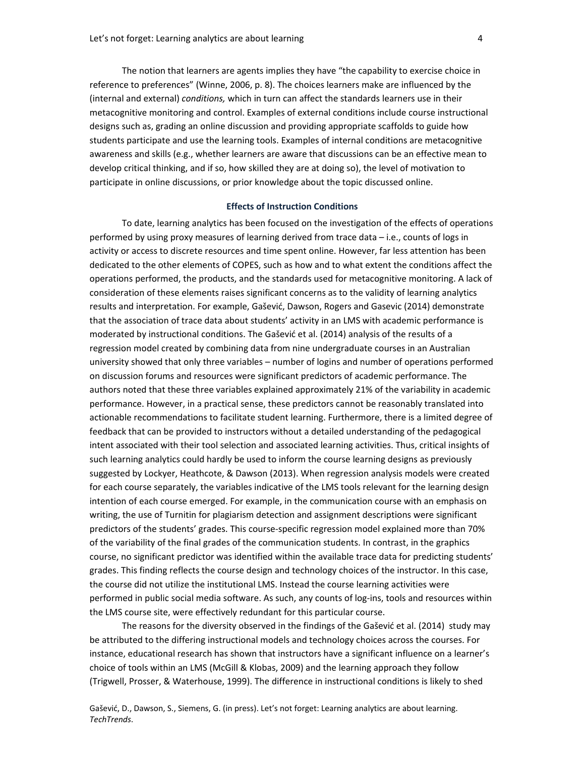The notion that learners are agents implies they have "the capability to exercise choice in reference to preferences" (Winne, 2006, p. 8). The choices learners make are influenced by the (internal and external) *conditions,* which in turn can affect the standards learners use in their metacognitive monitoring and control. Examples of external conditions include course instructional designs such as, grading an online discussion and providing appropriate scaffolds to guide how students participate and use the learning tools. Examples of internal conditions are metacognitive awareness and skills (e.g., whether learners are aware that discussions can be an effective mean to develop critical thinking, and if so, how skilled they are at doing so), the level of motivation to participate in online discussions, or prior knowledge about the topic discussed online.

## Effects of Instruction Conditions

To date, learning analytics has been focused on the investigation of the effects of operations performed by using proxy measures of learning derived from trace data – i.e., counts of logs in activity or access to discrete resources and time spent online. However, far less attention has been dedicated to the other elements of COPES, such as how and to what extent the conditions affect the operations performed, the products, and the standards used for metacognitive monitoring. A lack of consideration of these elements raises significant concerns as to the validity of learning analytics results and interpretation. For example, Gašević, Dawson, Rogers and Gasevic (2014) demonstrate that the association of trace data about students' activity in an LMS with academic performance is moderated by instructional conditions. The Gašević et al. (2014) analysis of the results of a regression model created by combining data from nine undergraduate courses in an Australian university showed that only three variables – number of logins and number of operations performed on discussion forums and resources were significant predictors of academic performance. The authors noted that these three variables explained approximately 21% of the variability in academic performance. However, in a practical sense, these predictors cannot be reasonably translated into actionable recommendations to facilitate student learning. Furthermore, there is a limited degree of feedback that can be provided to instructors without a detailed understanding of the pedagogical intent associated with their tool selection and associated learning activities. Thus, critical insights of such learning analytics could hardly be used to inform the course learning designs as previously suggested by Lockyer, Heathcote, & Dawson (2013). When regression analysis models were created for each course separately, the variables indicative of the LMS tools relevant for the learning design intention of each course emerged. For example, in the communication course with an emphasis on writing, the use of Turnitin for plagiarism detection and assignment descriptions were significant predictors of the students' grades. This course-specific regression model explained more than 70% of the variability of the final grades of the communication students. In contrast, in the graphics course, no significant predictor was identified within the available trace data for predicting students' grades. This finding reflects the course design and technology choices of the instructor. In this case, the course did not utilize the institutional LMS. Instead the course learning activities were performed in public social media software. As such, any counts of log-ins, tools and resources within the LMS course site, were effectively redundant for this particular course.

The reasons for the diversity observed in the findings of the Gašević et al. (2014) study may be attributed to the differing instructional models and technology choices across the courses. For instance, educational research has shown that instructors have a significant influence on a learner's choice of tools within an LMS (McGill & Klobas, 2009) and the learning approach they follow (Trigwell, Prosser, & Waterhouse, 1999). The difference in instructional conditions is likely to shed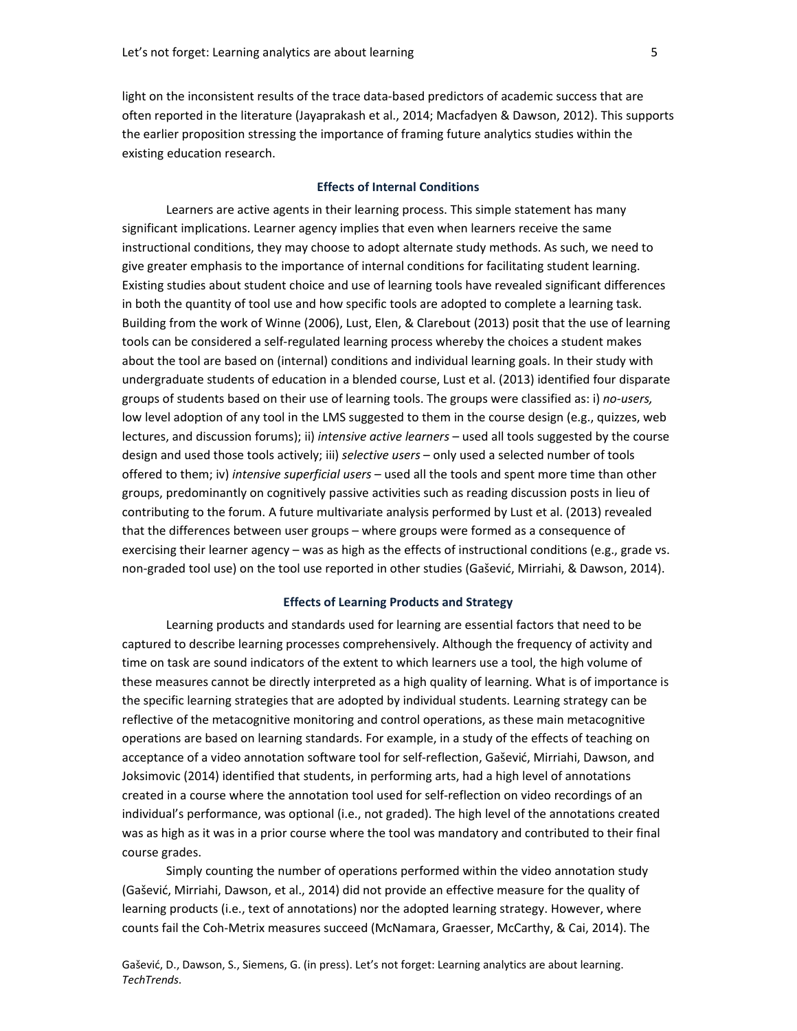light on the inconsistent results of the trace data-based predictors of academic success that are often reported in the literature (Jayaprakash et al., 2014; Macfadyen & Dawson, 2012). This supports the earlier proposition stressing the importance of framing future analytics studies within the existing education research.

## Effects of Internal Conditions

Learners are active agents in their learning process. This simple statement has many significant implications. Learner agency implies that even when learners receive the same instructional conditions, they may choose to adopt alternate study methods. As such, we need to give greater emphasis to the importance of internal conditions for facilitating student learning. Existing studies about student choice and use of learning tools have revealed significant differences in both the quantity of tool use and how specific tools are adopted to complete a learning task. Building from the work of Winne (2006), Lust, Elen, & Clarebout (2013) posit that the use of learning tools can be considered a self-regulated learning process whereby the choices a student makes about the tool are based on (internal) conditions and individual learning goals. In their study with undergraduate students of education in a blended course, Lust et al. (2013) identified four disparate groups of students based on their use of learning tools. The groups were classified as: i) *no-users,* low level adoption of any tool in the LMS suggested to them in the course design (e.g., quizzes, web lectures, and discussion forums); ii) *intensive active learners* – used all tools suggested by the course design and used those tools actively; iii) *selective users* – only used a selected number of tools offered to them; iv) *intensive superficial users* – used all the tools and spent more time than other groups, predominantly on cognitively passive activities such as reading discussion posts in lieu of contributing to the forum. A future multivariate analysis performed by Lust et al. (2013) revealed that the differences between user groups – where groups were formed as a consequence of exercising their learner agency – was as high as the effects of instructional conditions (e.g., grade vs. non-graded tool use) on the tool use reported in other studies (Gašević, Mirriahi, & Dawson, 2014).

## Effects of Learning Products and Strategy

Learning products and standards used for learning are essential factors that need to be captured to describe learning processes comprehensively. Although the frequency of activity and time on task are sound indicators of the extent to which learners use a tool, the high volume of these measures cannot be directly interpreted as a high quality of learning. What is of importance is the specific learning strategies that are adopted by individual students. Learning strategy can be reflective of the metacognitive monitoring and control operations, as these main metacognitive operations are based on learning standards. For example, in a study of the effects of teaching on acceptance of a video annotation software tool for self-reflection, Gašević, Mirriahi, Dawson, and Joksimovic (2014) identified that students, in performing arts, had a high level of annotations created in a course where the annotation tool used for self-reflection on video recordings of an individual's performance, was optional (i.e., not graded). The high level of the annotations created was as high as it was in a prior course where the tool was mandatory and contributed to their final course grades.

Simply counting the number of operations performed within the video annotation study (Gašević, Mirriahi, Dawson, et al., 2014) did not provide an effective measure for the quality of learning products (i.e., text of annotations) nor the adopted learning strategy. However, where counts fail the Coh-Metrix measures succeed (McNamara, Graesser, McCarthy, & Cai, 2014). The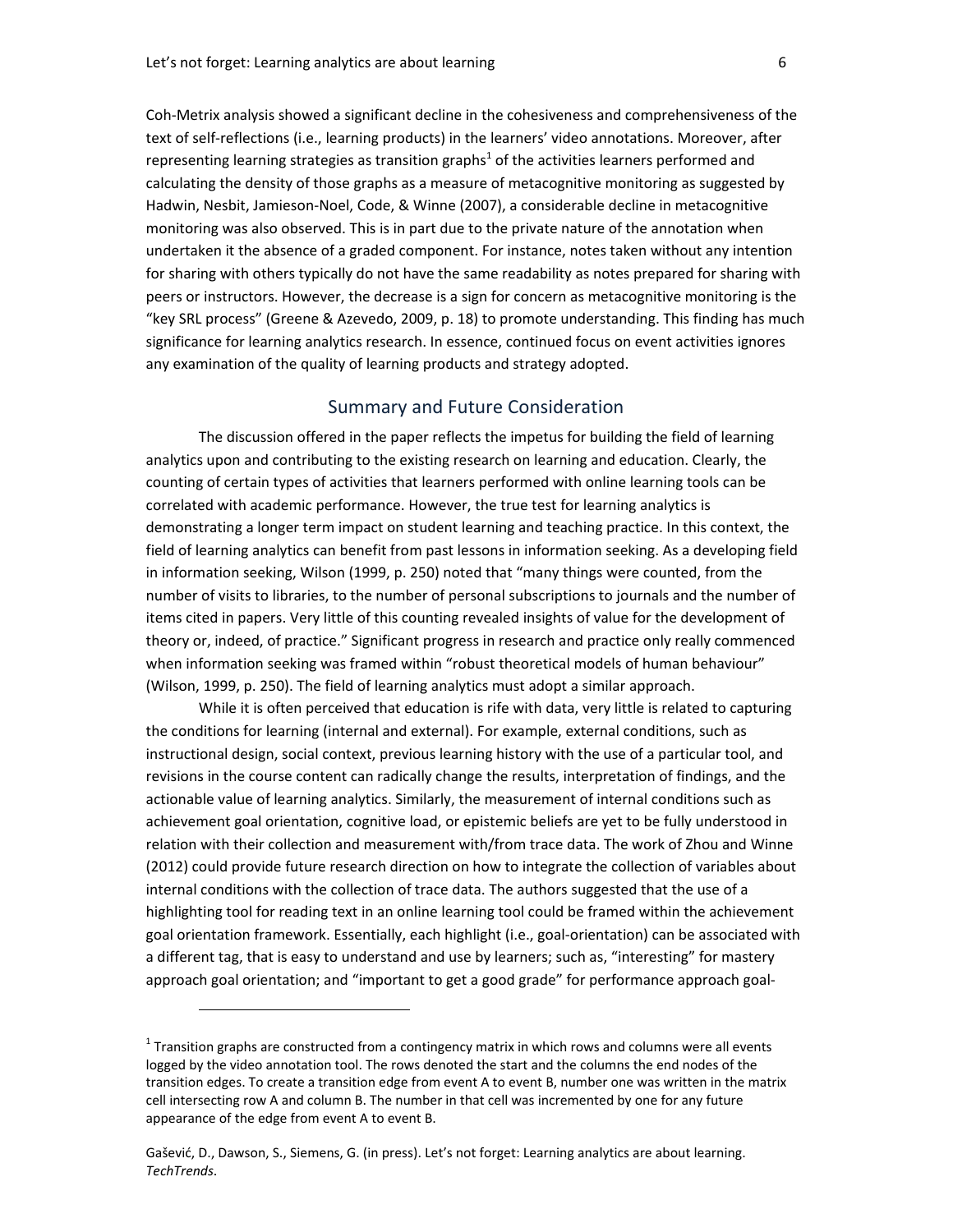Coh-Metrix analysis showed a significant decline in the cohesiveness and comprehensiveness of the text of self-reflections (i.e., learning products) in the learners' video annotations. Moreover, after representing learning strategies as transition graphs[1] of the activities learners performed and calculating the density of those graphs as a measure of metacognitive monitoring as suggested by Hadwin, Nesbit, Jamieson-Noel, Code, & Winne (2007), a considerable decline in metacognitive monitoring was also observed. This is in part due to the private nature of the annotation when undertaken it the absence of a graded component. For instance, notes taken without any intention for sharing with others typically do not have the same readability as notes prepared for sharing with peers or instructors. However, the decrease is a sign for concern as metacognitive monitoring is the "key SRL process" (Greene & Azevedo, 2009, p. 18) to promote understanding. This finding has much significance for learning analytics research. In essence, continued focus on event activities ignores any examination of the quality of learning products and strategy adopted.

## Summary and Future Consideration

The discussion offered in the paper reflects the impetus for building the field of learning analytics upon and contributing to the existing research on learning and education. Clearly, the counting of certain types of activities that learners performed with online learning tools can be correlated with academic performance. However, the true test for learning analytics is demonstrating a longer term impact on student learning and teaching practice. In this context, the field of learning analytics can benefit from past lessons in information seeking. As a developing field in information seeking, Wilson (1999, p. 250) noted that "many things were counted, from the number of visits to libraries, to the number of personal subscriptions to journals and the number of items cited in papers. Very little of this counting revealed insights of value for the development of theory or, indeed, of practice." Significant progress in research and practice only really commenced when information seeking was framed within "robust theoretical models of human behaviour" (Wilson, 1999, p. 250). The field of learning analytics must adopt a similar approach.

While it is often perceived that education is rife with data, very little is related to capturing the conditions for learning (internal and external). For example, external conditions, such as instructional design, social context, previous learning history with the use of a particular tool, and revisions in the course content can radically change the results, interpretation of findings, and the actionable value of learning analytics. Similarly, the measurement of internal conditions such as achievement goal orientation, cognitive load, or epistemic beliefs are yet to be fully understood in relation with their collection and measurement with/from trace data. The work of Zhou and Winne (2012) could provide future research direction on how to integrate the collection of variables about internal conditions with the collection of trace data. The authors suggested that the use of a highlighting tool for reading text in an online learning tool could be framed within the achievement goal orientation framework. Essentially, each highlight (i.e., goal-orientation) can be associated with a different tag, that is easy to understand and use by learners; such as, "interesting" for mastery approach goal orientation; and "important to get a good grade" for performance approach goal-

---

[1] Transition graphs are constructed from a contingency matrix in which rows and columns were all events logged by the video annotation tool. The rows denoted the start and the columns the end nodes of the transition edges. To create a transition edge from event A to event B, number one was written in the matrix cell intersecting row A and column B. The number in that cell was incremented by one for any future appearance of the edge from event A to event B.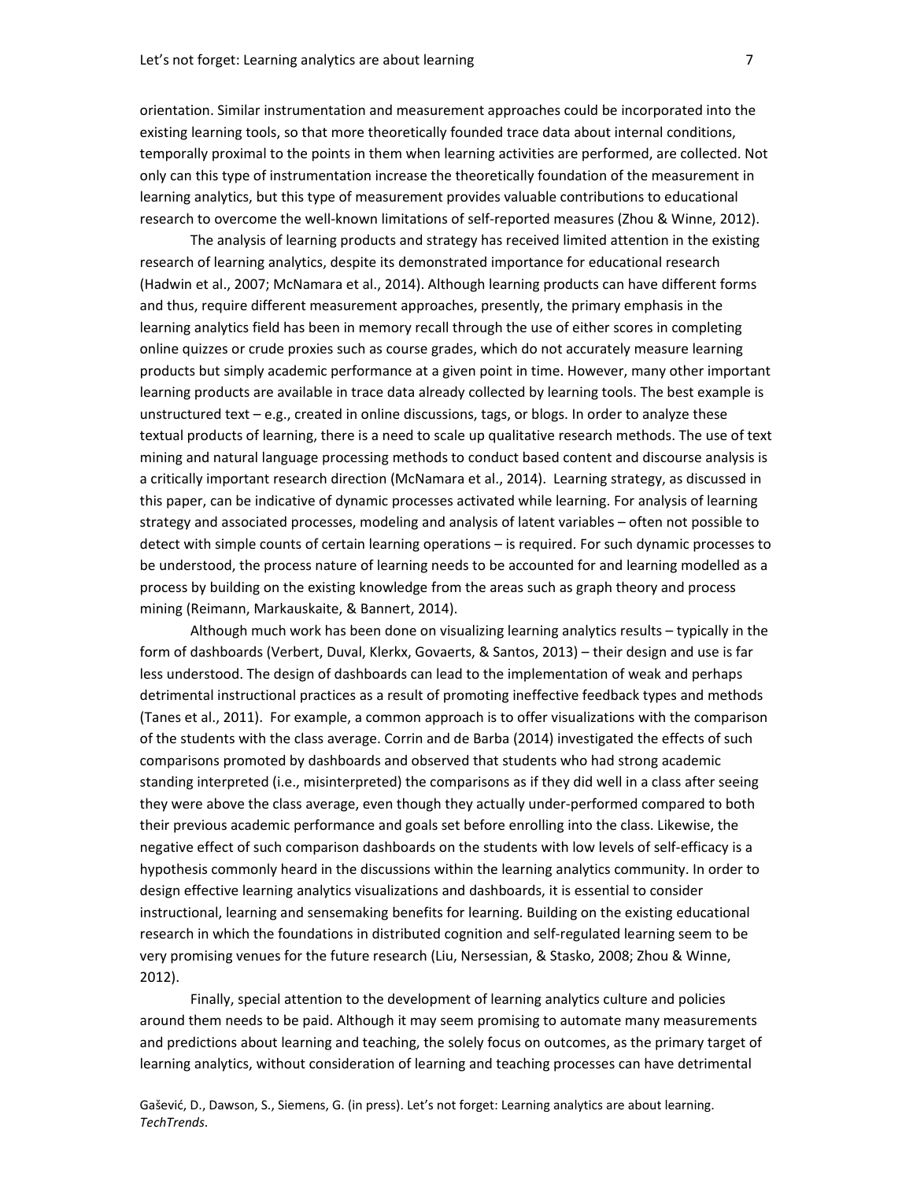orientation. Similar instrumentation and measurement approaches could be incorporated into the existing learning tools, so that more theoretically founded trace data about internal conditions, temporally proximal to the points in them when learning activities are performed, are collected. Not only can this type of instrumentation increase the theoretically foundation of the measurement in learning analytics, but this type of measurement provides valuable contributions to educational research to overcome the well-known limitations of self-reported measures (Zhou & Winne, 2012).

The analysis of learning products and strategy has received limited attention in the existing research of learning analytics, despite its demonstrated importance for educational research (Hadwin et al., 2007; McNamara et al., 2014). Although learning products can have different forms and thus, require different measurement approaches, presently, the primary emphasis in the learning analytics field has been in memory recall through the use of either scores in completing online quizzes or crude proxies such as course grades, which do not accurately measure learning products but simply academic performance at a given point in time. However, many other important learning products are available in trace data already collected by learning tools. The best example is unstructured text – e.g., created in online discussions, tags, or blogs. In order to analyze these textual products of learning, there is a need to scale up qualitative research methods. The use of text mining and natural language processing methods to conduct based content and discourse analysis is a critically important research direction (McNamara et al., 2014). Learning strategy, as discussed in this paper, can be indicative of dynamic processes activated while learning. For analysis of learning strategy and associated processes, modeling and analysis of latent variables – often not possible to detect with simple counts of certain learning operations – is required. For such dynamic processes to be understood, the process nature of learning needs to be accounted for and learning modelled as a process by building on the existing knowledge from the areas such as graph theory and process mining (Reimann, Markauskaite, & Bannert, 2014).

Although much work has been done on visualizing learning analytics results – typically in the form of dashboards (Verbert, Duval, Klerkx, Govaerts, & Santos, 2013) – their design and use is far less understood. The design of dashboards can lead to the implementation of weak and perhaps detrimental instructional practices as a result of promoting ineffective feedback types and methods (Tanes et al., 2011). For example, a common approach is to offer visualizations with the comparison of the students with the class average. Corrin and de Barba (2014) investigated the effects of such comparisons promoted by dashboards and observed that students who had strong academic standing interpreted (i.e., misinterpreted) the comparisons as if they did well in a class after seeing they were above the class average, even though they actually under-performed compared to both their previous academic performance and goals set before enrolling into the class. Likewise, the negative effect of such comparison dashboards on the students with low levels of self-efficacy is a hypothesis commonly heard in the discussions within the learning analytics community. In order to design effective learning analytics visualizations and dashboards, it is essential to consider instructional, learning and sensemaking benefits for learning. Building on the existing educational research in which the foundations in distributed cognition and self-regulated learning seem to be very promising venues for the future research (Liu, Nersessian, & Stasko, 2008; Zhou & Winne, 2012).

Finally, special attention to the development of learning analytics culture and policies around them needs to be paid. Although it may seem promising to automate many measurements and predictions about learning and teaching, the solely focus on outcomes, as the primary target of learning analytics, without consideration of learning and teaching processes can have detrimental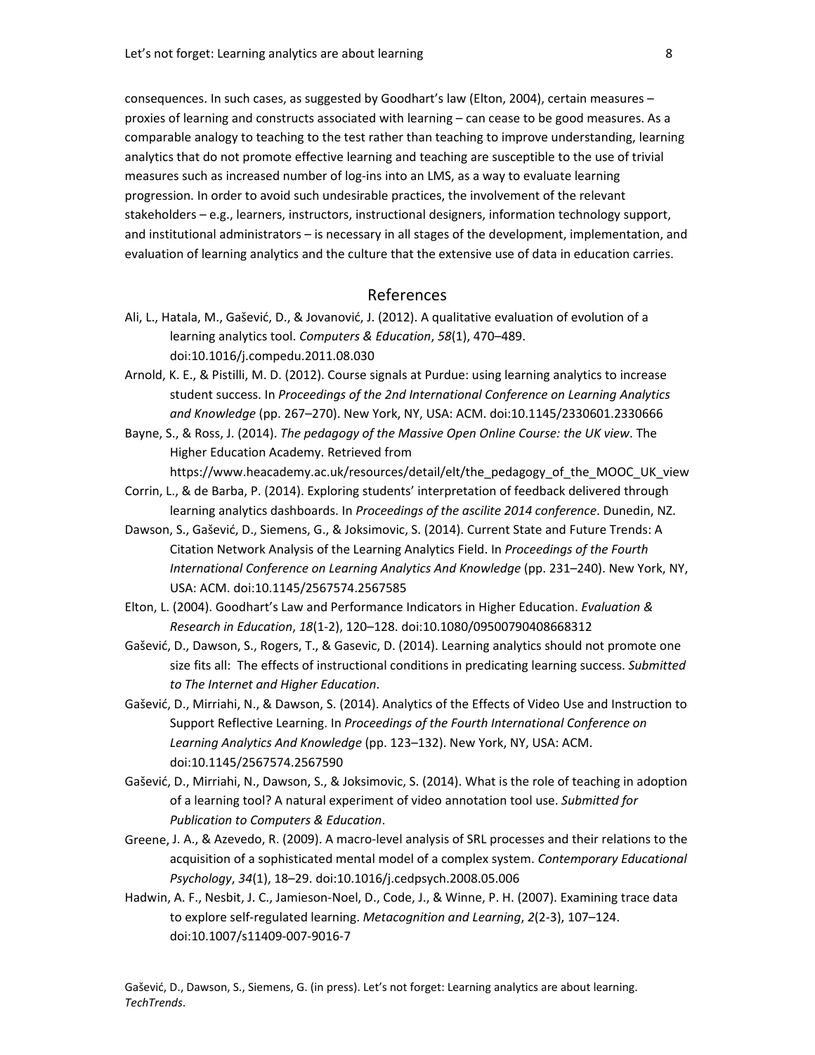consequences. In such cases, as suggested by Goodhart's law (Elton, 2004), certain measures – proxies of learning and constructs associated with learning – can cease to be good measures. As a comparable analogy to teaching to the test rather than teaching to improve understanding, learning analytics that do not promote effective learning and teaching are susceptible to the use of trivial measures such as increased number of log-ins into an LMS, as a way to evaluate learning progression. In order to avoid such undesirable practices, the involvement of the relevant stakeholders – e.g., learners, instructors, instructional designers, information technology support, and institutional administrators – is necessary in all stages of the development, implementation, and evaluation of learning analytics and the culture that the extensive use of data in education carries.

## References

Ali, L., Hatala, M., Gašević, D., & Jovanović, J. (2012). A qualitative evaluation of evolution of a learning analytics tool. *Computers & Education*, *58*(1), 470–489. doi:10.1016/j.compedu.2011.08.030

Arnold, K. E., & Pistilli, M. D. (2012). Course signals at Purdue: using learning analytics to increase student success. In *Proceedings of the 2nd International Conference on Learning Analytics and Knowledge* (pp. 267–270). New York, NY, USA: ACM. doi:10.1145/2330601.2330666

Bayne, S., & Ross, J. (2014). *The pedagogy of the Massive Open Online Course: the UK view*. The Higher Education Academy. Retrieved from https://www.heacademy.ac.uk/resources/detail/elt/the_pedagogy_of_the_MOOC_UK_view

Corrin, L., & de Barba, P. (2014). Exploring students' interpretation of feedback delivered through learning analytics dashboards. In *Proceedings of the ascilite 2014 conference*. Dunedin, NZ.

Dawson, S., Gašević, D., Siemens, G., & Joksimovic, S. (2014). Current State and Future Trends: A Citation Network Analysis of the Learning Analytics Field. In *Proceedings of the Fourth International Conference on Learning Analytics And Knowledge* (pp. 231–240). New York, NY, USA: ACM. doi:10.1145/2567574.2567585

Elton, L. (2004). Goodhart's Law and Performance Indicators in Higher Education. *Evaluation & Research in Education*, *18*(1-2), 120–128. doi:10.1080/09500790408668312

Gašević, D., Dawson, S., Rogers, T., & Gasevic, D. (2014). Learning analytics should not promote one size fits all: The effects of instructional conditions in predicating learning success. *Submitted to The Internet and Higher Education*.

Gašević, D., Mirriahi, N., & Dawson, S. (2014). Analytics of the Effects of Video Use and Instruction to Support Reflective Learning. In *Proceedings of the Fourth International Conference on Learning Analytics And Knowledge* (pp. 123–132). New York, NY, USA: ACM. doi:10.1145/2567574.2567590

Gašević, D., Mirriahi, N., Dawson, S., & Joksimovic, S. (2014). What is the role of teaching in adoption of a learning tool? A natural experiment of video annotation tool use. *Submitted for Publication to Computers & Education*.

Greene, J. A., & Azevedo, R. (2009). A macro-level analysis of SRL processes and their relations to the acquisition of a sophisticated mental model of a complex system. *Contemporary Educational Psychology*, *34*(1), 18–29. doi:10.1016/j.cedpsych.2008.05.006

Hadwin, A. F., Nesbit, J. C., Jamieson-Noel, D., Code, J., & Winne, P. H. (2007). Examining trace data to explore self-regulated learning. *Metacognition and Learning*, *2*(2-3), 107–124. doi:10.1007/s11409-007-9016-7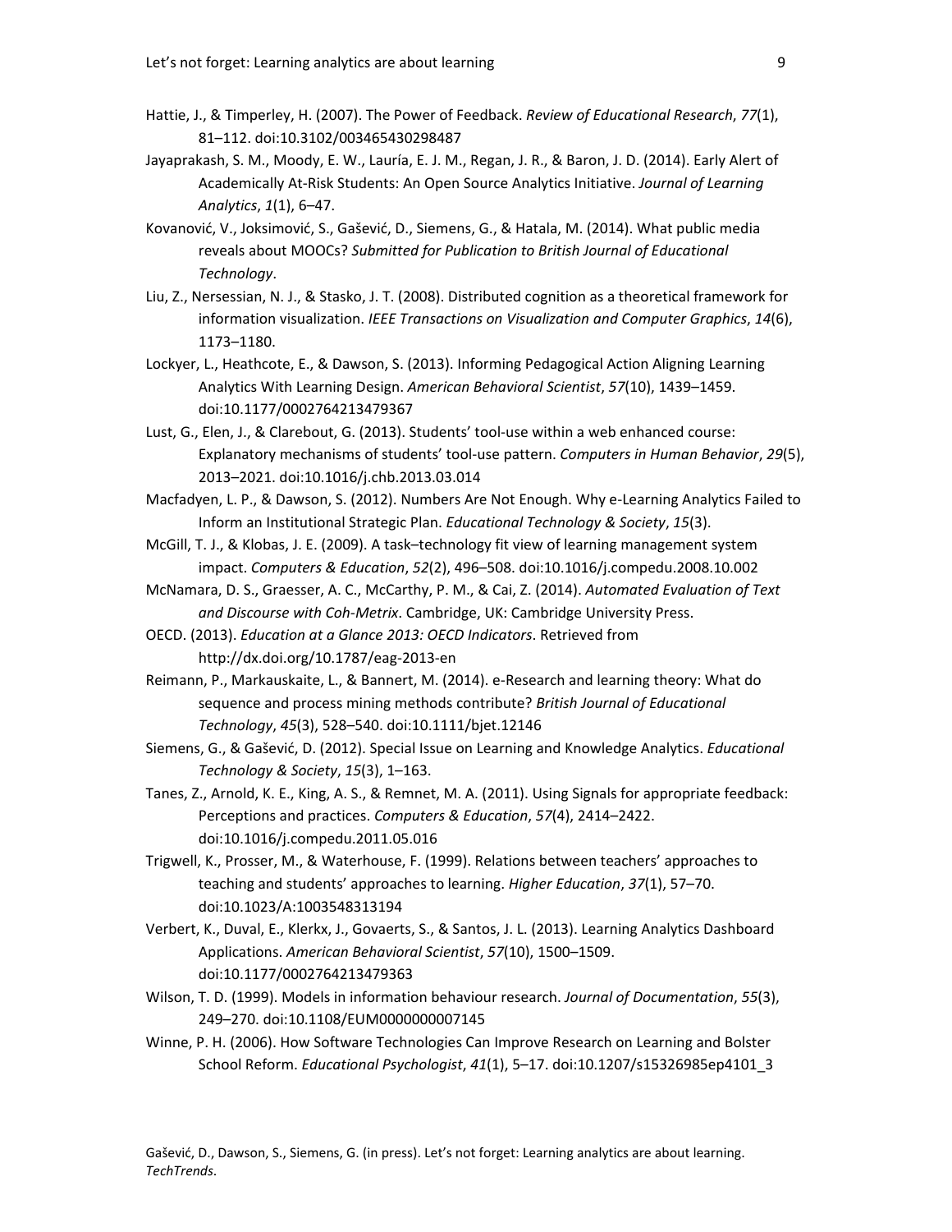Hattie, J., & Timperley, H. (2007). The Power of Feedback. *Review of Educational Research*, *77*(1), 81–112. doi:10.3102/003465430298487

Jayaprakash, S. M., Moody, E. W., Lauría, E. J. M., Regan, J. R., & Baron, J. D. (2014). Early Alert of Academically At-Risk Students: An Open Source Analytics Initiative. *Journal of Learning Analytics*, *1*(1), 6–47.

Kovanović, V., Joksimović, S., Gašević, D., Siemens, G., & Hatala, M. (2014). What public media reveals about MOOCs? *Submitted for Publication to British Journal of Educational Technology*.

Liu, Z., Nersessian, N. J., & Stasko, J. T. (2008). Distributed cognition as a theoretical framework for information visualization. *IEEE Transactions on Visualization and Computer Graphics*, *14*(6), 1173–1180.

Lockyer, L., Heathcote, E., & Dawson, S. (2013). Informing Pedagogical Action Aligning Learning Analytics With Learning Design. *American Behavioral Scientist*, *57*(10), 1439–1459. doi:10.1177/0002764213479367

Lust, G., Elen, J., & Clarebout, G. (2013). Students' tool-use within a web enhanced course: Explanatory mechanisms of students' tool-use pattern. *Computers in Human Behavior*, *29*(5), 2013–2021. doi:10.1016/j.chb.2013.03.014

Macfadyen, L. P., & Dawson, S. (2012). Numbers Are Not Enough. Why e-Learning Analytics Failed to Inform an Institutional Strategic Plan. *Educational Technology & Society*, *15*(3).

McGill, T. J., & Klobas, J. E. (2009). A task–technology fit view of learning management system impact. *Computers & Education*, *52*(2), 496–508. doi:10.1016/j.compedu.2008.10.002

McNamara, D. S., Graesser, A. C., McCarthy, P. M., & Cai, Z. (2014). *Automated Evaluation of Text and Discourse with Coh-Metrix*. Cambridge, UK: Cambridge University Press.

OECD. (2013). *Education at a Glance 2013: OECD Indicators*. Retrieved from http://dx.doi.org/10.1787/eag-2013-en

Reimann, P., Markauskaite, L., & Bannert, M. (2014). e-Research and learning theory: What do sequence and process mining methods contribute? *British Journal of Educational Technology*, *45*(3), 528–540. doi:10.1111/bjet.12146

Siemens, G., & Gašević, D. (2012). Special Issue on Learning and Knowledge Analytics. *Educational Technology & Society*, *15*(3), 1–163.

Tanes, Z., Arnold, K. E., King, A. S., & Remnet, M. A. (2011). Using Signals for appropriate feedback: Perceptions and practices. *Computers & Education*, *57*(4), 2414–2422. doi:10.1016/j.compedu.2011.05.016

Trigwell, K., Prosser, M., & Waterhouse, F. (1999). Relations between teachers' approaches to teaching and students' approaches to learning. *Higher Education*, *37*(1), 57–70. doi:10.1023/A:1003548313194

Verbert, K., Duval, E., Klerkx, J., Govaerts, S., & Santos, J. L. (2013). Learning Analytics Dashboard Applications. *American Behavioral Scientist*, *57*(10), 1500–1509. doi:10.1177/0002764213479363

Wilson, T. D. (1999). Models in information behaviour research. *Journal of Documentation*, *55*(3), 249–270. doi:10.1108/EUM0000000007145

Winne, P. H. (2006). How Software Technologies Can Improve Research on Learning and Bolster School Reform. *Educational Psychologist*, *41*(1), 5–17. doi:10.1207/s15326985ep4101_3

Gašević, D., Dawson, S., Siemens, G. (in press). Let's not forget: Learning analytics are about learning. *TechTrends*.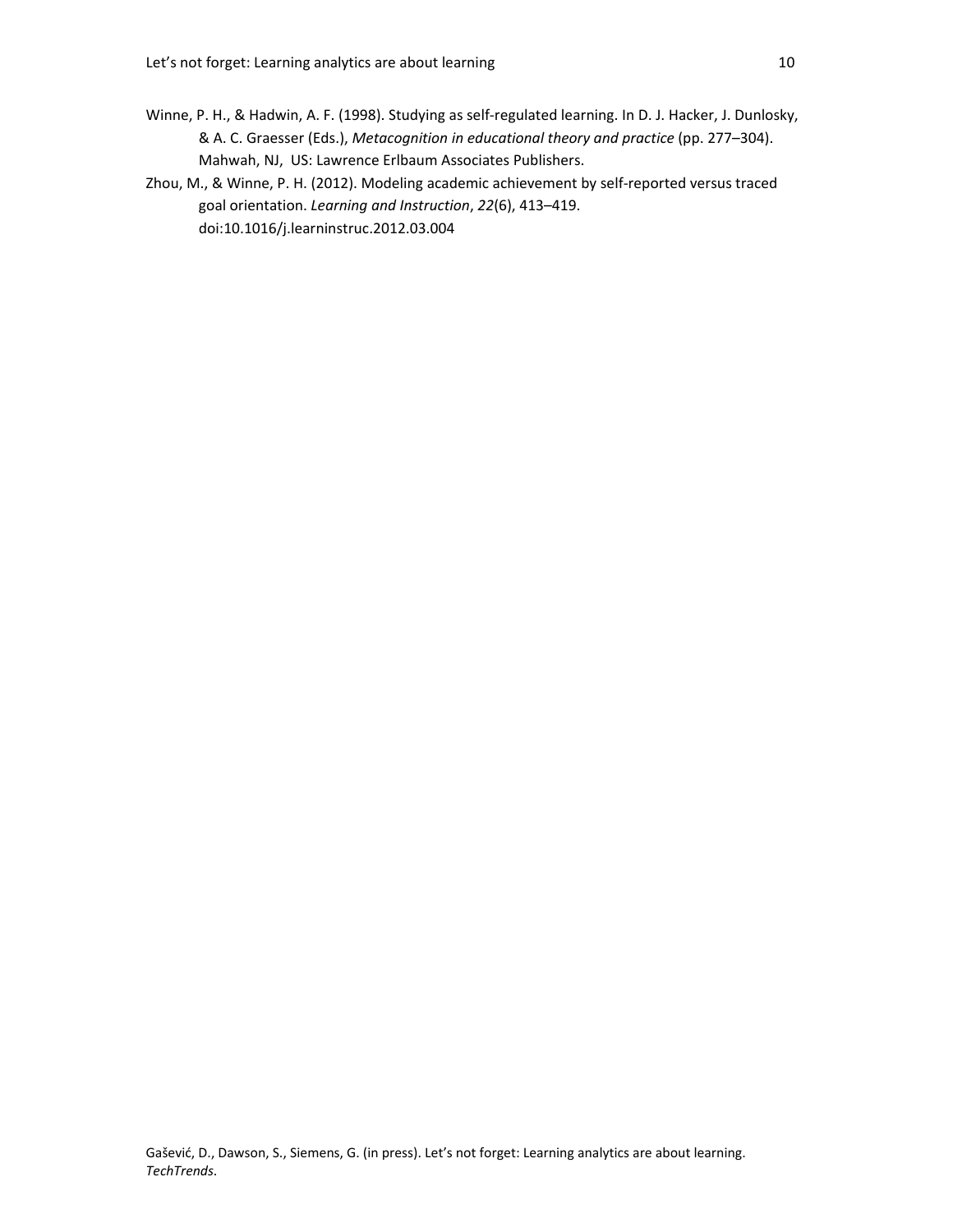Winne, P. H., & Hadwin, A. F. (1998). Studying as self-regulated learning. In D. J. Hacker, J. Dunlosky, & A. C. Graesser (Eds.), *Metacognition in educational theory and practice* (pp. 277–304). Mahwah, NJ, US: Lawrence Erlbaum Associates Publishers.

Zhou, M., & Winne, P. H. (2012). Modeling academic achievement by self-reported versus traced goal orientation. *Learning and Instruction*, *22*(6), 413–419. doi:10.1016/j.learninstruc.2012.03.004